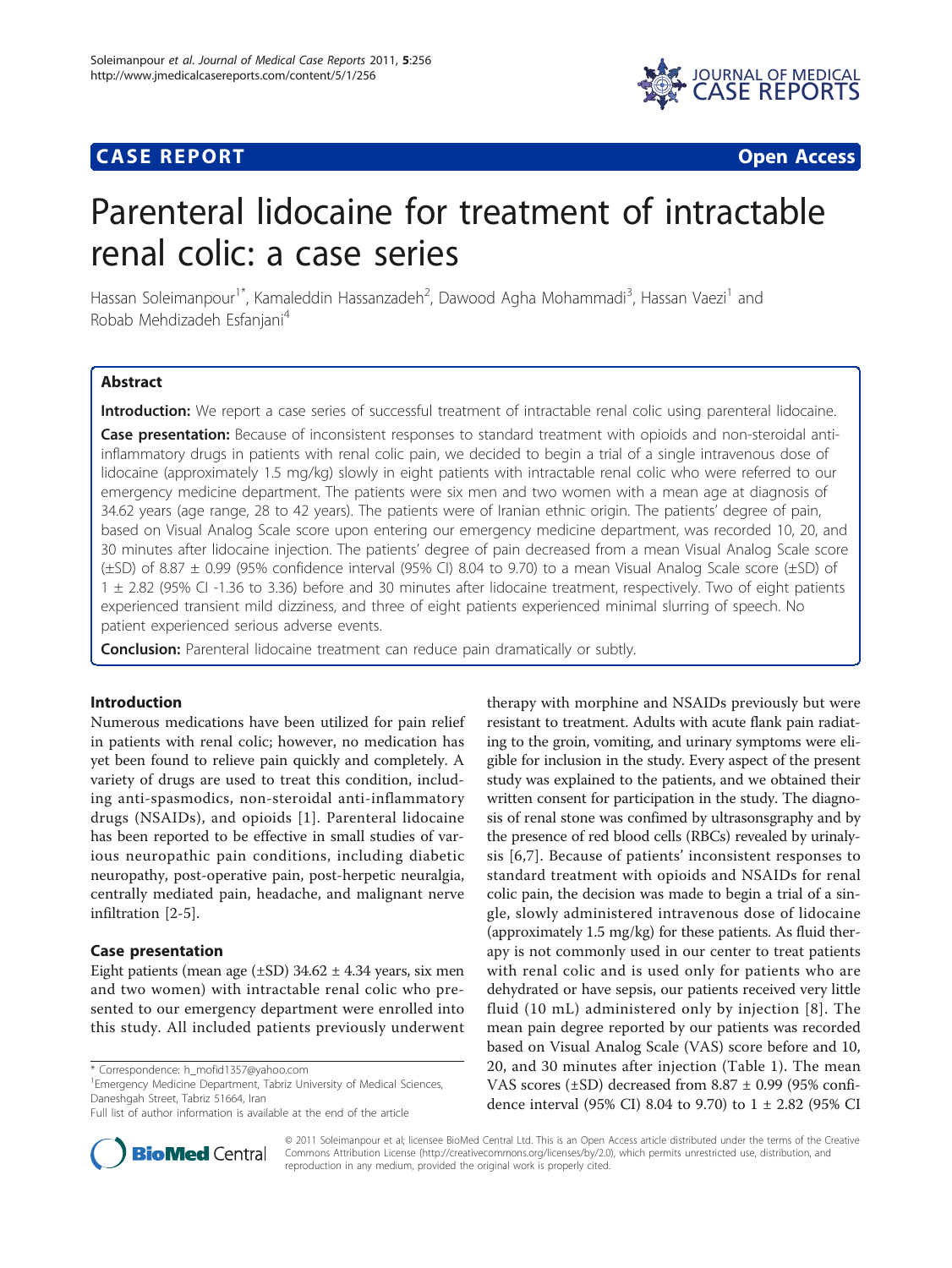CASE REPORT

Open Access

# Parenteral lidocaine for treatment of intractable renal colic: a case series

Hassan Soleimanpour[1*], Kamaleddin Hassanzadeh[2], Dawood Agha Mohammadi[3], Hassan Vaezi[1] and Robab Mehdizadeh Esfanjani[4]

## Abstract

**Introduction:** We report a case series of successful treatment of intractable renal colic using parenteral lidocaine.

**Case presentation:** Because of inconsistent responses to standard treatment with opioids and non-steroidal anti-inflammatory drugs in patients with renal colic pain, we decided to begin a trial of a single intravenous dose of lidocaine (approximately 1.5 mg/kg) slowly in eight patients with intractable renal colic who were referred to our emergency medicine department. The patients were six men and two women with a mean age at diagnosis of 34.62 years (age range, 28 to 42 years). The patients were of Iranian ethnic origin. The patients' degree of pain, based on Visual Analog Scale score upon entering our emergency medicine department, was recorded 10, 20, and 30 minutes after lidocaine injection. The patients' degree of pain decreased from a mean Visual Analog Scale score (±SD) of 8.87 ± 0.99 (95% confidence interval (95% CI) 8.04 to 9.70) to a mean Visual Analog Scale score (±SD) of 1 ± 2.82 (95% CI -1.36 to 3.36) before and 30 minutes after lidocaine treatment, respectively. Two of eight patients experienced transient mild dizziness, and three of eight patients experienced minimal slurring of speech. No patient experienced serious adverse events.

**Conclusion:** Parenteral lidocaine treatment can reduce pain dramatically or subtly.

## Introduction

Numerous medications have been utilized for pain relief in patients with renal colic; however, no medication has yet been found to relieve pain quickly and completely. A variety of drugs are used to treat this condition, including anti-spasmodics, non-steroidal anti-inflammatory drugs (NSAIDs), and opioids [1]. Parenteral lidocaine has been reported to be effective in small studies of various neuropathic pain conditions, including diabetic neuropathy, post-operative pain, post-herpetic neuralgia, centrally mediated pain, headache, and malignant nerve infiltration [2-5].

## Case presentation

Eight patients (mean age (±SD) 34.62 ± 4.34 years, six men and two women) with intractable renal colic who presented to our emergency department were enrolled into this study. All included patients previously underwent therapy with morphine and NSAIDs previously but were resistant to treatment. Adults with acute flank pain radiating to the groin, vomiting, and urinary symptoms were eligible for inclusion in the study. Every aspect of the present study was explained to the patients, and we obtained their written consent for participation in the study. The diagnosis of renal stone was confimed by ultrasonsgraphy and by the presence of red blood cells (RBCs) revealed by urinalysis [6,7]. Because of patients' inconsistent responses to standard treatment with opioids and NSAIDs for renal colic pain, the decision was made to begin a trial of a single, slowly administered intravenous dose of lidocaine (approximately 1.5 mg/kg) for these patients. As fluid therapy is not commonly used in our center to treat patients with renal colic and is used only for patients who are dehydrated or have sepsis, our patients received very little fluid (10 mL) administered only by injection [8]. The mean pain degree reported by our patients was recorded based on Visual Analog Scale (VAS) score before and 10, 20, and 30 minutes after injection (Table 1). The mean VAS scores (±SD) decreased from 8.87 ± 0.99 (95% confidence interval (95% CI) 8.04 to 9.70) to 1 ± 2.82 (95% CI

* Correspondence: h_mofid1357@yahoo.com
[1]Emergency Medicine Department, Tabriz University of Medical Sciences, Daneshgah Street, Tabriz 51664, Iran
Full list of author information is available at the end of the article

© 2011 Soleimanpour et al; licensee BioMed Central Ltd. This is an Open Access article distributed under the terms of the Creative Commons Attribution License (http://creativecommons.org/licenses/by/2.0), which permits unrestricted use, distribution, and reproduction in any medium, provided the original work is properly cited.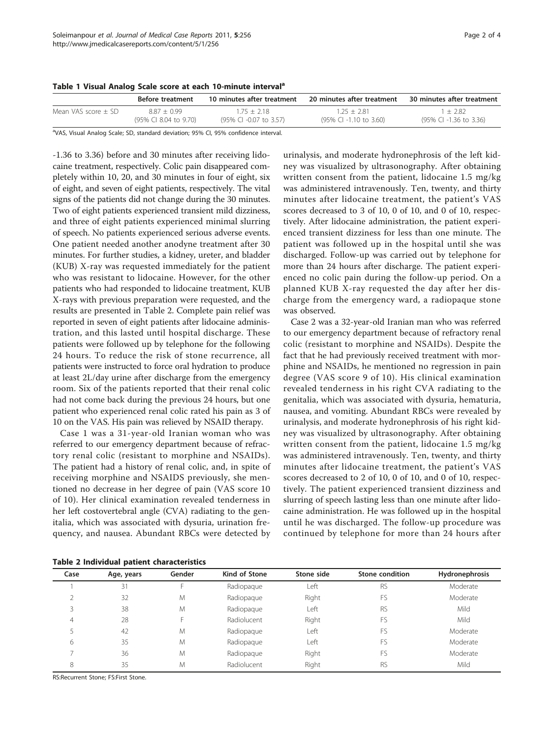**Table 1 Visual Analog Scale score at each 10-minute interval[a]**

| | Before treatment | 10 minutes after treatment | 20 minutes after treatment | 30 minutes after treatment |
|---|---|---|---|---|
| Mean VAS score ± SD | 8.87 ± 0.99 (95% CI 8.04 to 9.70) | 1.75 ± 2.18 (95% CI -0.07 to 3.57) | 1.25 ± 2.81 (95% CI -1.10 to 3.60) | 1 ± 2.82 (95% CI -1.36 to 3.36) |

[a]VAS, Visual Analog Scale; SD, standard deviation; 95% CI, 95% confidence interval.

-1.36 to 3.36) before and 30 minutes after receiving lidocaine treatment, respectively. Colic pain disappeared completely within 10, 20, and 30 minutes in four of eight, six of eight, and seven of eight patients, respectively. The vital signs of the patients did not change during the 30 minutes. Two of eight patients experienced transient mild dizziness, and three of eight patients experienced minimal slurring of speech. No patients experienced serious adverse events. One patient needed another anodyne treatment after 30 minutes. For further studies, a kidney, ureter, and bladder (KUB) X-ray was requested immediately for the patient who was resistant to lidocaine. However, for the other patients who had responded to lidocaine treatment, KUB X-rays with previous preparation were requested, and the results are presented in Table 2. Complete pain relief was reported in seven of eight patients after lidocaine administration, and this lasted until hospital discharge. These patients were followed up by telephone for the following 24 hours. To reduce the risk of stone recurrence, all patients were instructed to force oral hydration to produce at least 2L/day urine after discharge from the emergency room. Six of the patients reported that their renal colic had not come back during the previous 24 hours, but one patient who experienced renal colic rated his pain as 3 of 10 on the VAS. His pain was relieved by NSAID therapy.

Case 1 was a 31-year-old Iranian woman who was referred to our emergency department because of refractory renal colic (resistant to morphine and NSAIDs). The patient had a history of renal colic, and, in spite of receiving morphine and NSAIDS previously, she mentioned no decrease in her degree of pain (VAS score 10 of 10). Her clinical examination revealed tenderness in her left costovertebral angle (CVA) radiating to the genitalia, which was associated with dysuria, urination frequency, and nausea. Abundant RBCs were detected by urinalysis, and moderate hydronephrosis of the left kidney was visualized by ultrasonography. After obtaining written consent from the patient, lidocaine 1.5 mg/kg was administered intravenously. Ten, twenty, and thirty minutes after lidocaine treatment, the patient's VAS scores decreased to 3 of 10, 0 of 10, and 0 of 10, respectively. After lidocaine administration, the patient experienced transient dizziness for less than one minute. The patient was followed up in the hospital until she was discharged. Follow-up was carried out by telephone for more than 24 hours after discharge. The patient experienced no colic pain during the follow-up period. On a planned KUB X-ray requested the day after her discharge from the emergency ward, a radiopaque stone was observed.

Case 2 was a 32-year-old Iranian man who was referred to our emergency department because of refractory renal colic (resistant to morphine and NSAIDs). Despite the fact that he had previously received treatment with morphine and NSAIDs, he mentioned no regression in pain degree (VAS score 9 of 10). His clinical examination revealed tenderness in his right CVA radiating to the genitalia, which was associated with dysuria, hematuria, nausea, and vomiting. Abundant RBCs were revealed by urinalysis, and moderate hydronephrosis of his right kidney was visualized by ultrasonography. After obtaining written consent from the patient, lidocaine 1.5 mg/kg was administered intravenously. Ten, twenty, and thirty minutes after lidocaine treatment, the patient's VAS scores decreased to 2 of 10, 0 of 10, and 0 of 10, respectively. The patient experienced transient dizziness and slurring of speech lasting less than one minute after lidocaine administration. He was followed up in the hospital until he was discharged. The follow-up procedure was continued by telephone for more than 24 hours after

**Table 2 Individual patient characteristics**

| Case | Age, years | Gender | Kind of Stone | Stone side | Stone condition | Hydronephrosis |
|---|---|---|---|---|---|---|
| 1 | 31 | F | Radiopaque | Left | RS | Moderate |
| 2 | 32 | M | Radiopaque | Right | FS | Moderate |
| 3 | 38 | M | Radiopaque | Left | RS | Mild |
| 4 | 28 | F | Radiolucent | Right | FS | Mild |
| 5 | 42 | M | Radiopaque | Left | FS | Moderate |
| 6 | 35 | M | Radiopaque | Left | FS | Moderate |
| 7 | 36 | M | Radiopaque | Right | FS | Moderate |
| 8 | 35 | M | Radiolucent | Right | RS | Mild |

RS:Recurrent Stone; FS:First Stone.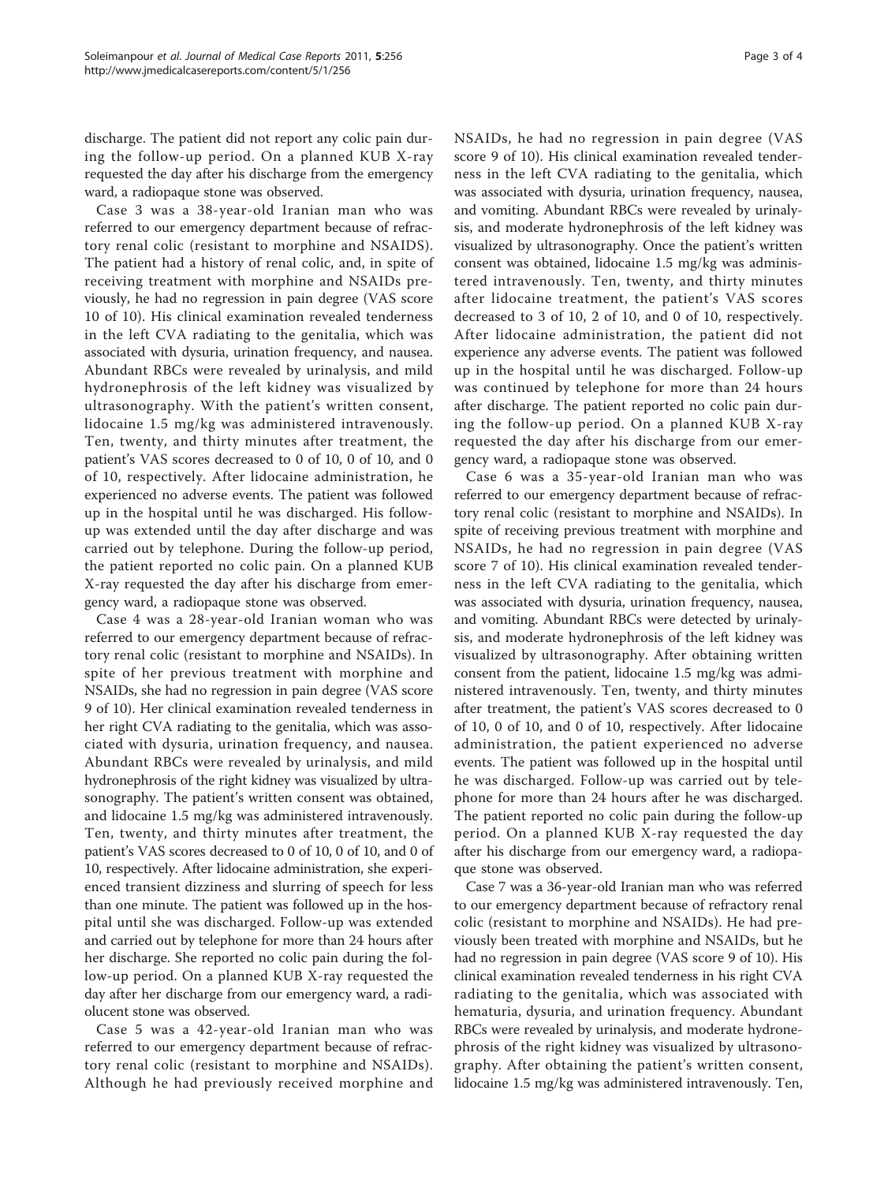discharge. The patient did not report any colic pain during the follow-up period. On a planned KUB X-ray requested the day after his discharge from the emergency ward, a radiopaque stone was observed.

Case 3 was a 38-year-old Iranian man who was referred to our emergency department because of refractory renal colic (resistant to morphine and NSAIDS). The patient had a history of renal colic, and, in spite of receiving treatment with morphine and NSAIDs previously, he had no regression in pain degree (VAS score 10 of 10). His clinical examination revealed tenderness in the left CVA radiating to the genitalia, which was associated with dysuria, urination frequency, and nausea. Abundant RBCs were revealed by urinalysis, and mild hydronephrosis of the left kidney was visualized by ultrasonography. With the patient's written consent, lidocaine 1.5 mg/kg was administered intravenously. Ten, twenty, and thirty minutes after treatment, the patient's VAS scores decreased to 0 of 10, 0 of 10, and 0 of 10, respectively. After lidocaine administration, he experienced no adverse events. The patient was followed up in the hospital until he was discharged. His follow-up was extended until the day after discharge and was carried out by telephone. During the follow-up period, the patient reported no colic pain. On a planned KUB X-ray requested the day after his discharge from emergency ward, a radiopaque stone was observed.

Case 4 was a 28-year-old Iranian woman who was referred to our emergency department because of refractory renal colic (resistant to morphine and NSAIDs). In spite of her previous treatment with morphine and NSAIDs, she had no regression in pain degree (VAS score 9 of 10). Her clinical examination revealed tenderness in her right CVA radiating to the genitalia, which was associated with dysuria, urination frequency, and nausea. Abundant RBCs were revealed by urinalysis, and mild hydronephrosis of the right kidney was visualized by ultrasonography. The patient's written consent was obtained, and lidocaine 1.5 mg/kg was administered intravenously. Ten, twenty, and thirty minutes after treatment, the patient's VAS scores decreased to 0 of 10, 0 of 10, and 0 of 10, respectively. After lidocaine administration, she experienced transient dizziness and slurring of speech for less than one minute. The patient was followed up in the hospital until she was discharged. Follow-up was extended and carried out by telephone for more than 24 hours after her discharge. She reported no colic pain during the follow-up period. On a planned KUB X-ray requested the day after her discharge from our emergency ward, a radiolucent stone was observed.

Case 5 was a 42-year-old Iranian man who was referred to our emergency department because of refractory renal colic (resistant to morphine and NSAIDs). Although he had previously received morphine and NSAIDs, he had no regression in pain degree (VAS score 9 of 10). His clinical examination revealed tenderness in the left CVA radiating to the genitalia, which was associated with dysuria, urination frequency, nausea, and vomiting. Abundant RBCs were revealed by urinalysis, and moderate hydronephrosis of the left kidney was visualized by ultrasonography. Once the patient's written consent was obtained, lidocaine 1.5 mg/kg was administered intravenously. Ten, twenty, and thirty minutes after lidocaine treatment, the patient's VAS scores decreased to 3 of 10, 2 of 10, and 0 of 10, respectively. After lidocaine administration, the patient did not experience any adverse events. The patient was followed up in the hospital until he was discharged. Follow-up was continued by telephone for more than 24 hours after discharge. The patient reported no colic pain during the follow-up period. On a planned KUB X-ray requested the day after his discharge from our emergency ward, a radiopaque stone was observed.

Case 6 was a 35-year-old Iranian man who was referred to our emergency department because of refractory renal colic (resistant to morphine and NSAIDs). In spite of receiving previous treatment with morphine and NSAIDs, he had no regression in pain degree (VAS score 7 of 10). His clinical examination revealed tenderness in the left CVA radiating to the genitalia, which was associated with dysuria, urination frequency, nausea, and vomiting. Abundant RBCs were detected by urinalysis, and moderate hydronephrosis of the left kidney was visualized by ultrasonography. After obtaining written consent from the patient, lidocaine 1.5 mg/kg was administered intravenously. Ten, twenty, and thirty minutes after treatment, the patient's VAS scores decreased to 0 of 10, 0 of 10, and 0 of 10, respectively. After lidocaine administration, the patient experienced no adverse events. The patient was followed up in the hospital until he was discharged. Follow-up was carried out by telephone for more than 24 hours after he was discharged. The patient reported no colic pain during the follow-up period. On a planned KUB X-ray requested the day after his discharge from our emergency ward, a radiopaque stone was observed.

Case 7 was a 36-year-old Iranian man who was referred to our emergency department because of refractory renal colic (resistant to morphine and NSAIDs). He had previously been treated with morphine and NSAIDs, but he had no regression in pain degree (VAS score 9 of 10). His clinical examination revealed tenderness in his right CVA radiating to the genitalia, which was associated with hematuria, dysuria, and urination frequency. Abundant RBCs were revealed by urinalysis, and moderate hydronephrosis of the right kidney was visualized by ultrasonography. After obtaining the patient's written consent, lidocaine 1.5 mg/kg was administered intravenously. Ten,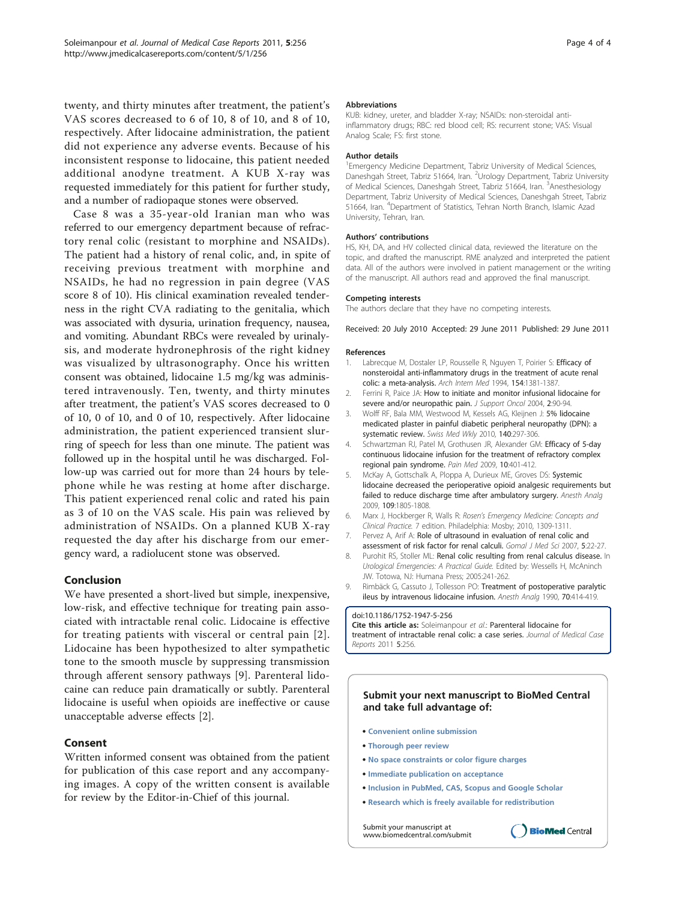twenty, and thirty minutes after treatment, the patient's VAS scores decreased to 6 of 10, 8 of 10, and 8 of 10, respectively. After lidocaine administration, the patient did not experience any adverse events. Because of his inconsistent response to lidocaine, this patient needed additional anodyne treatment. A KUB X-ray was requested immediately for this patient for further study, and a number of radiopaque stones were observed.

Case 8 was a 35-year-old Iranian man who was referred to our emergency department because of refractory renal colic (resistant to morphine and NSAIDs). The patient had a history of renal colic, and, in spite of receiving previous treatment with morphine and NSAIDs, he had no regression in pain degree (VAS score 8 of 10). His clinical examination revealed tenderness in the right CVA radiating to the genitalia, which was associated with dysuria, urination frequency, nausea, and vomiting. Abundant RBCs were revealed by urinalysis, and moderate hydronephrosis of the right kidney was visualized by ultrasonography. Once his written consent was obtained, lidocaine 1.5 mg/kg was administered intravenously. Ten, twenty, and thirty minutes after treatment, the patient's VAS scores decreased to 0 of 10, 0 of 10, and 0 of 10, respectively. After lidocaine administration, the patient experienced transient slurring of speech for less than one minute. The patient was followed up in the hospital until he was discharged. Follow-up was carried out for more than 24 hours by telephone while he was resting at home after discharge. This patient experienced renal colic and rated his pain as 3 of 10 on the VAS scale. His pain was relieved by administration of NSAIDs. On a planned KUB X-ray requested the day after his discharge from our emergency ward, a radiolucent stone was observed.

## Conclusion

We have presented a short-lived but simple, inexpensive, low-risk, and effective technique for treating pain associated with intractable renal colic. Lidocaine is effective for treating patients with visceral or central pain [2]. Lidocaine has been hypothesized to alter sympathetic tone to the smooth muscle by suppressing transmission through afferent sensory pathways [9]. Parenteral lidocaine can reduce pain dramatically or subtly. Parenteral lidocaine is useful when opioids are ineffective or cause unacceptable adverse effects [2].

## Consent

Written informed consent was obtained from the patient for publication of this case report and any accompanying images. A copy of the written consent is available for review by the Editor-in-Chief of this journal.

#### Abbreviations

KUB: kidney, ureter, and bladder X-ray; NSAIDs: non-steroidal anti-inflammatory drugs; RBC: red blood cell; RS: recurrent stone; VAS: Visual Analog Scale; FS: first stone.

#### Author details

[1]Emergency Medicine Department, Tabriz University of Medical Sciences, Daneshgah Street, Tabriz 51664, Iran. [2]Urology Department, Tabriz University of Medical Sciences, Daneshgah Street, Tabriz 51664, Iran. [3]Anesthesiology Department, Tabriz University of Medical Sciences, Daneshgah Street, Tabriz 51664, Iran. [4]Department of Statistics, Tehran North Branch, Islamic Azad University, Tehran, Iran.

#### Authors' contributions

HS, KH, DA, and HV collected clinical data, reviewed the literature on the topic, and drafted the manuscript. RME analyzed and interpreted the patient data. All of the authors were involved in patient management or the writing of the manuscript. All authors read and approved the final manuscript.

#### Competing interests

The authors declare that they have no competing interests.

Received: 20 July 2010 Accepted: 29 June 2011 Published: 29 June 2011

#### References

1. Labrecque M, Dostaler LP, Rousselle R, Nguyen T, Poirier S: **Efficacy of nonsteroidal anti-inflammatory drugs in the treatment of acute renal colic: a meta-analysis.** *Arch Intern Med* 1994, **154**:1381-1387.
2. Ferrini R, Paice JA: **How to initiate and monitor infusional lidocaine for severe and/or neuropathic pain.** *J Support Oncol* 2004, **2**:90-94.
3. Wolff RF, Bala MM, Westwood M, Kessels AG, Kleijnen J: **5% lidocaine medicated plaster in painful diabetic peripheral neuropathy (DPN): a systematic review.** *Swiss Med Wkly* 2010, **140**:297-306.
4. Schwartzman RJ, Patel M, Grothusen JR, Alexander GM: **Efficacy of 5-day continuous lidocaine infusion for the treatment of refractory complex regional pain syndrome.** *Pain Med* 2009, **10**:401-412.
5. McKay A, Gottschalk A, Ploppa A, Durieux ME, Groves DS: **Systemic lidocaine decreased the perioperative opioid analgesic requirements but failed to reduce discharge time after ambulatory surgery.** *Anesth Analg* 2009, **109**:1805-1808.
6. Marx J, Hockberger R, Walls R: *Rosen's Emergency Medicine: Concepts and Clinical Practice.* 7 edition. Philadelphia: Mosby; 2010, 1309-1311.
7. Pervez A, Arif A: **Role of ultrasound in evaluation of renal colic and assessment of risk factor for renal calculi.** *Gomal J Med Sci* 2007, **5**:22-27.
8. Purohit RS, Stoller ML: **Renal colic resulting from renal calculus disease.** In *Urological Emergencies: A Practical Guide.* Edited by: Wessells H, McAninch JW. Totowa, NJ: Humana Press; 2005:241-262.
9. Rimbäck G, Cassuto J, Tollesson PO: **Treatment of postoperative paralytic ileus by intravenous lidocaine infusion.** *Anesth Analg* 1990, **70**:414-419.

doi:10.1186/1752-1947-5-256

**Cite this article as:** Soleimanpour *et al.*: Parenteral lidocaine for treatment of intractable renal colic: a case series. *Journal of Medical Case Reports* 2011 **5**:256.

**Submit your next manuscript to BioMed Central and take full advantage of:**

- Convenient online submission
- Thorough peer review
- No space constraints or color figure charges
- Immediate publication on acceptance
- Inclusion in PubMed, CAS, Scopus and Google Scholar
- Research which is freely available for redistribution

Submit your manuscript at www.biomedcentral.com/submit